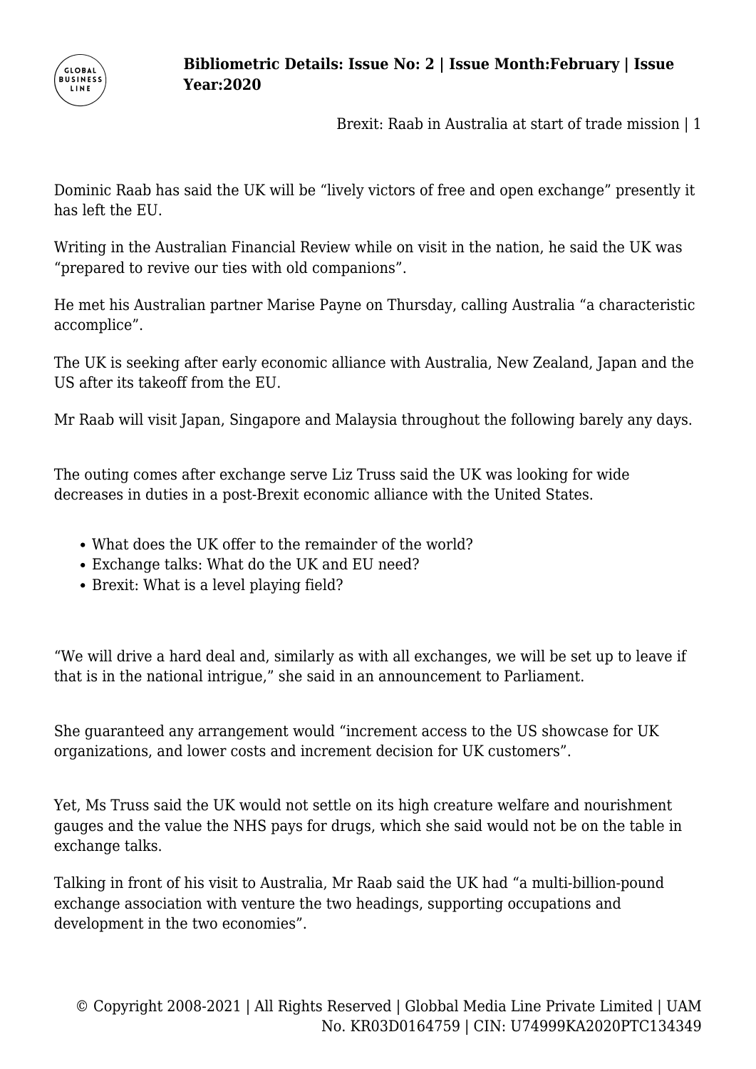Dominic Raab has said the UK will be "lively victors of free and open exchange" presently it has left the EU.

Writing in the Australian Financial Review while on visit in the nation, he said the UK was "prepared to revive our ties with old companions".

He met his Australian partner Marise Payne on Thursday, calling Australia "a characteristic accomplice".

The UK is seeking after early economic alliance with Australia, New Zealand, Japan and the US after its takeoff from the EU.

Mr Raab will visit Japan, Singapore and Malaysia throughout the following barely any days.

The outing comes after exchange serve Liz Truss said the UK was looking for wide decreases in duties in a post-Brexit economic alliance with the United States.

- What does the UK offer to the remainder of the world?
- Exchange talks: What do the UK and EU need?
- Brexit: What is a level playing field?

"We will drive a hard deal and, similarly as with all exchanges, we will be set up to leave if that is in the national intrigue," she said in an announcement to Parliament.

She guaranteed any arrangement would "increment access to the US showcase for UK organizations, and lower costs and increment decision for UK customers".

Yet, Ms Truss said the UK would not settle on its high creature welfare and nourishment gauges and the value the NHS pays for drugs, which she said would not be on the table in exchange talks.

Talking in front of his visit to Australia, Mr Raab said the UK had "a multi-billion-pound exchange association with venture the two headings, supporting occupations and development in the two economies".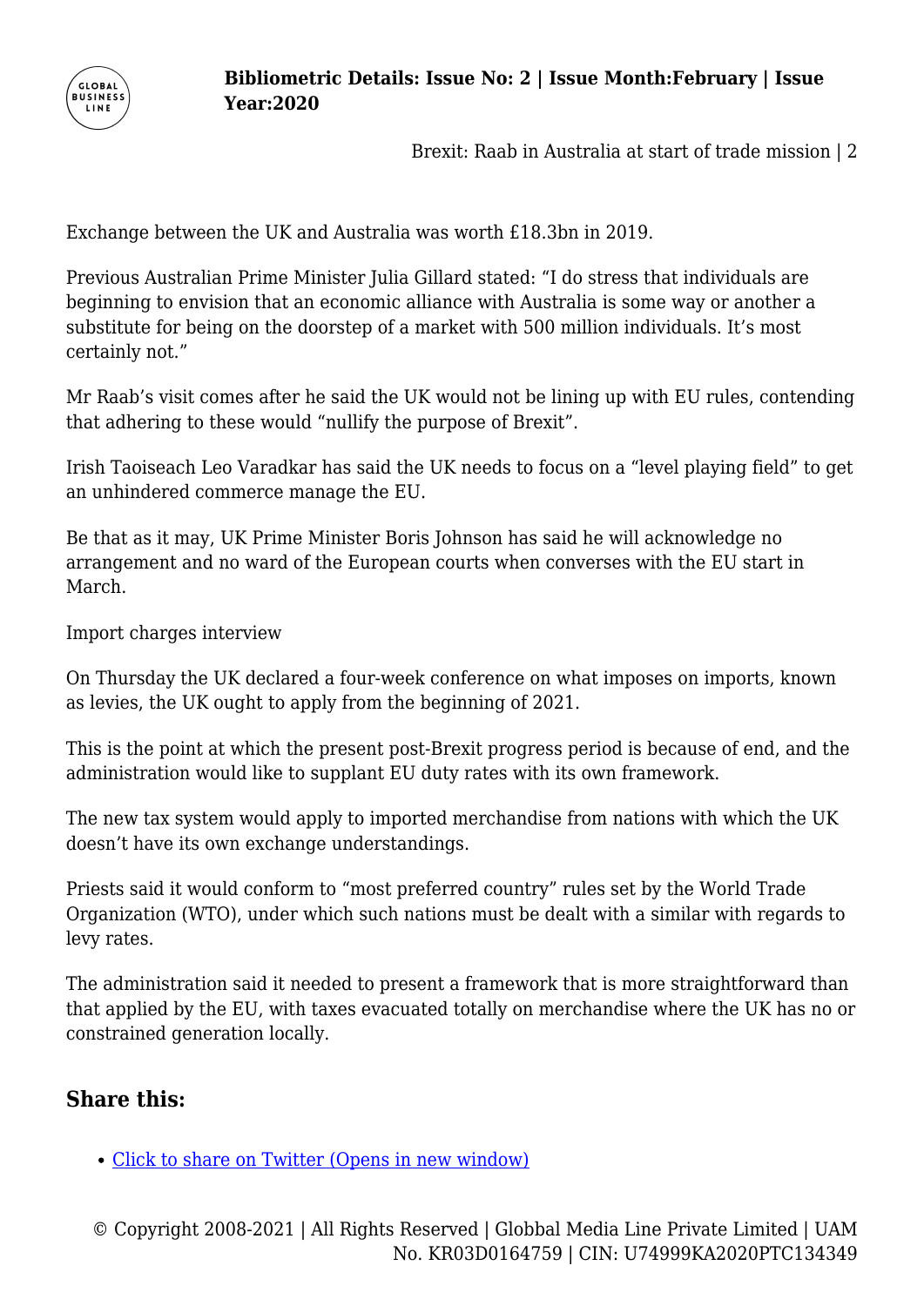Exchange between the UK and Australia was worth £18.3bn in 2019.

Previous Australian Prime Minister Julia Gillard stated: "I do stress that individuals are beginning to envision that an economic alliance with Australia is some way or another a substitute for being on the doorstep of a market with 500 million individuals. It's most certainly not."

Mr Raab's visit comes after he said the UK would not be lining up with EU rules, contending that adhering to these would "nullify the purpose of Brexit".

Irish Taoiseach Leo Varadkar has said the UK needs to focus on a "level playing field" to get an unhindered commerce manage the EU.

Be that as it may, UK Prime Minister Boris Johnson has said he will acknowledge no arrangement and no ward of the European courts when converses with the EU start in March.

Import charges interview

On Thursday the UK declared a four-week conference on what imposes on imports, known as levies, the UK ought to apply from the beginning of 2021.

This is the point at which the present post-Brexit progress period is because of end, and the administration would like to supplant EU duty rates with its own framework.

The new tax system would apply to imported merchandise from nations with which the UK doesn't have its own exchange understandings.

Priests said it would conform to "most preferred country" rules set by the World Trade Organization (WTO), under which such nations must be dealt with a similar with regards to levy rates.

The administration said it needed to present a framework that is more straightforward than that applied by the EU, with taxes evacuated totally on merchandise where the UK has no or constrained generation locally.

## Share this:

- Click to share on Twitter (Opens in new window)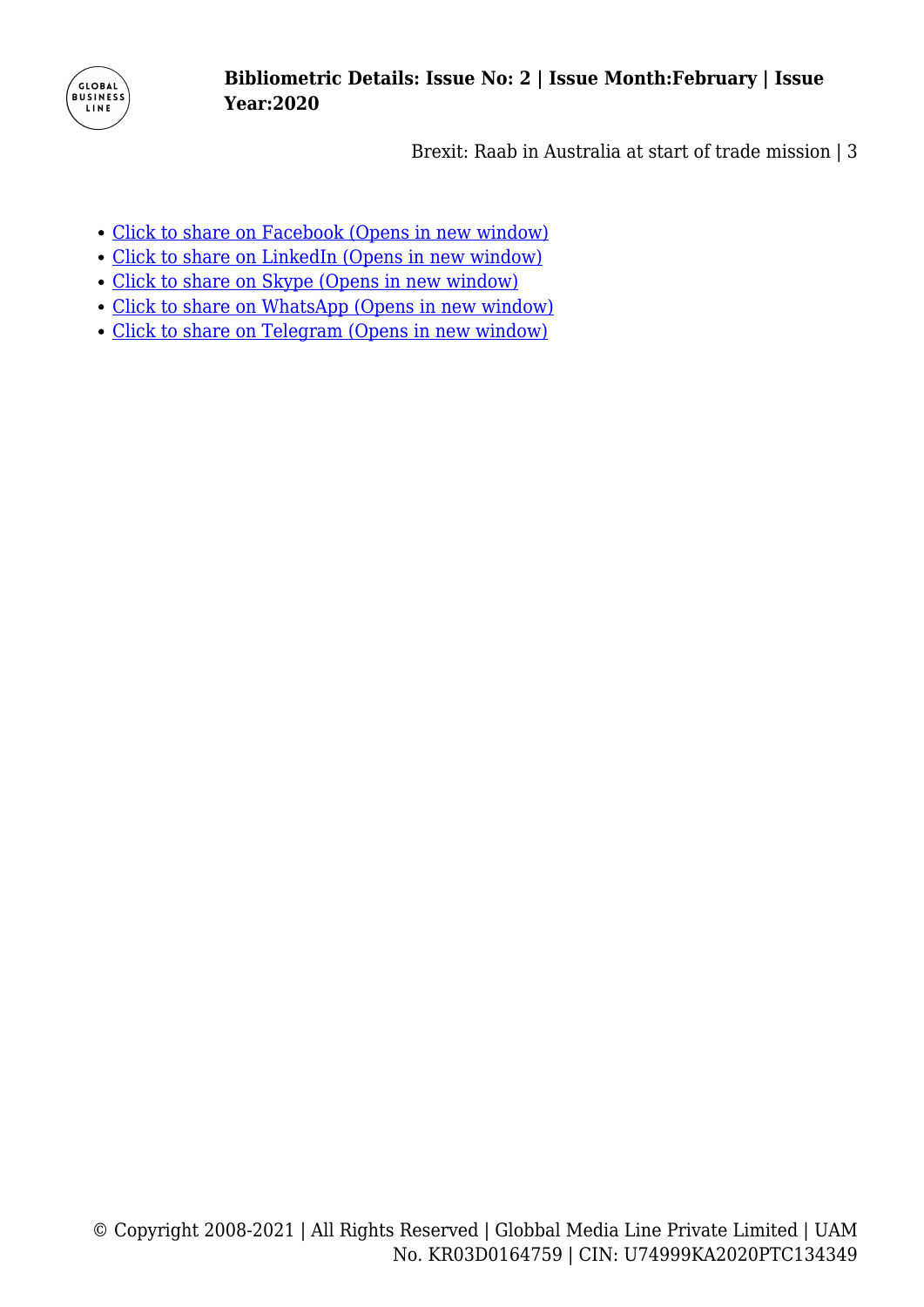- [Click to share on Facebook (Opens in new window)]
- [Click to share on LinkedIn (Opens in new window)]
- [Click to share on Skype (Opens in new window)]
- [Click to share on WhatsApp (Opens in new window)]
- [Click to share on Telegram (Opens in new window)]